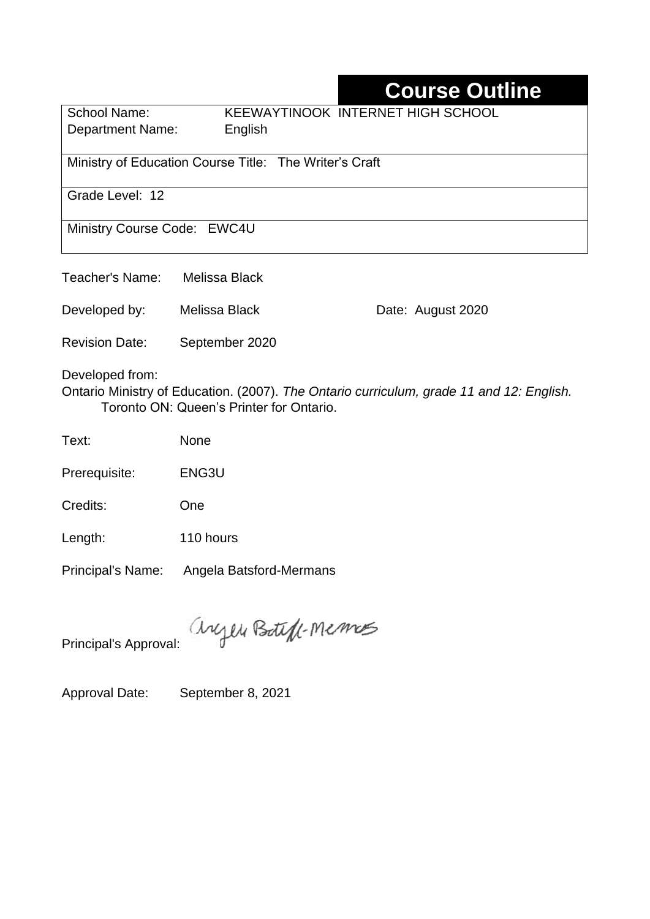# Course Outline

| | |
|---|---|
| School Name: | KEEWAYTINOOK INTERNET HIGH SCHOOL |
| Department Name: | English |
| Ministry of Education Course Title: | The Writer's Craft |
| Grade Level: | 12 |
| Ministry Course Code: | EWC4U |

Teacher's Name: Melissa Black

Developed by: Melissa Black Date: August 2020

Revision Date: September 2020

Developed from:
Ontario Ministry of Education. (2007). *The Ontario curriculum, grade 11 and 12: English.* Toronto ON: Queen's Printer for Ontario.

Text: None

Prerequisite: ENG3U

Credits: One

Length: 110 hours

Principal's Name: Angela Batsford-Mermans

Principal's Approval: Angela Batsford-Mermans

Approval Date: September 8, 2021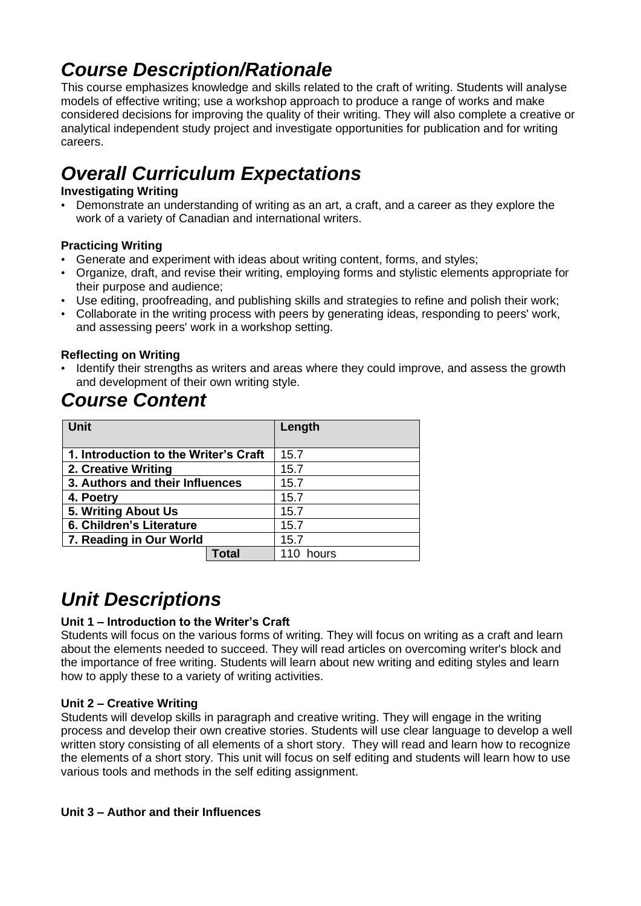# *Course Description/Rationale*

This course emphasizes knowledge and skills related to the craft of writing. Students will analyse models of effective writing; use a workshop approach to produce a range of works and make considered decisions for improving the quality of their writing. They will also complete a creative or analytical independent study project and investigate opportunities for publication and for writing careers.

# *Overall Curriculum Expectations*

**Investigating Writing**

- Demonstrate an understanding of writing as an art, a craft, and a career as they explore the work of a variety of Canadian and international writers.

**Practicing Writing**

- Generate and experiment with ideas about writing content, forms, and styles;
- Organize, draft, and revise their writing, employing forms and stylistic elements appropriate for their purpose and audience;
- Use editing, proofreading, and publishing skills and strategies to refine and polish their work;
- Collaborate in the writing process with peers by generating ideas, responding to peers' work, and assessing peers' work in a workshop setting.

**Reflecting on Writing**

- Identify their strengths as writers and areas where they could improve, and assess the growth and development of their own writing style.

# *Course Content*

| Unit | Length |
| --- | --- |
| **1. Introduction to the Writer's Craft** | 15.7 |
| **2. Creative Writing** | 15.7 |
| **3. Authors and their Influences** | 15.7 |
| **4. Poetry** | 15.7 |
| **5. Writing About Us** | 15.7 |
| **6. Children's Literature** | 15.7 |
| **7. Reading in Our World** | 15.7 |
| **Total** | 110 hours |

# *Unit Descriptions*

**Unit 1 – Introduction to the Writer's Craft**

Students will focus on the various forms of writing. They will focus on writing as a craft and learn about the elements needed to succeed. They will read articles on overcoming writer's block and the importance of free writing. Students will learn about new writing and editing styles and learn how to apply these to a variety of writing activities.

**Unit 2 – Creative Writing**

Students will develop skills in paragraph and creative writing. They will engage in the writing process and develop their own creative stories. Students will use clear language to develop a well written story consisting of all elements of a short story. They will read and learn how to recognize the elements of a short story. This unit will focus on self editing and students will learn how to use various tools and methods in the self editing assignment.

**Unit 3 – Author and their Influences**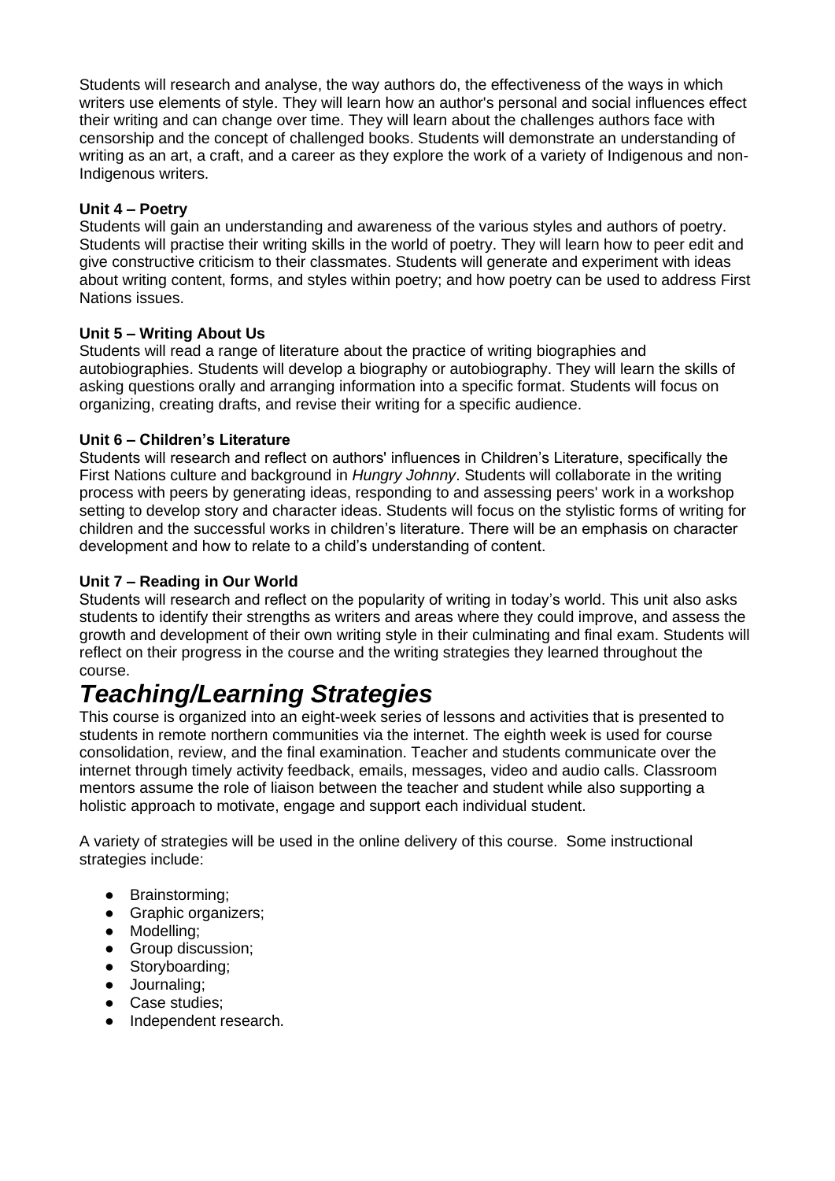Students will research and analyse, the way authors do, the effectiveness of the ways in which writers use elements of style. They will learn how an author's personal and social influences effect their writing and can change over time. They will learn about the challenges authors face with censorship and the concept of challenged books. Students will demonstrate an understanding of writing as an art, a craft, and a career as they explore the work of a variety of Indigenous and non-Indigenous writers.

**Unit 4 – Poetry**

Students will gain an understanding and awareness of the various styles and authors of poetry. Students will practise their writing skills in the world of poetry. They will learn how to peer edit and give constructive criticism to their classmates. Students will generate and experiment with ideas about writing content, forms, and styles within poetry; and how poetry can be used to address First Nations issues.

**Unit 5 – Writing About Us**

Students will read a range of literature about the practice of writing biographies and autobiographies. Students will develop a biography or autobiography. They will learn the skills of asking questions orally and arranging information into a specific format. Students will focus on organizing, creating drafts, and revise their writing for a specific audience.

**Unit 6 – Children's Literature**

Students will research and reflect on authors' influences in Children's Literature, specifically the First Nations culture and background in *Hungry Johnny*. Students will collaborate in the writing process with peers by generating ideas, responding to and assessing peers' work in a workshop setting to develop story and character ideas. Students will focus on the stylistic forms of writing for children and the successful works in children's literature. There will be an emphasis on character development and how to relate to a child's understanding of content.

**Unit 7 – Reading in Our World**

Students will research and reflect on the popularity of writing in today's world. This unit also asks students to identify their strengths as writers and areas where they could improve, and assess the growth and development of their own writing style in their culminating and final exam. Students will reflect on their progress in the course and the writing strategies they learned throughout the course.

# *Teaching/Learning Strategies*

This course is organized into an eight-week series of lessons and activities that is presented to students in remote northern communities via the internet. The eighth week is used for course consolidation, review, and the final examination. Teacher and students communicate over the internet through timely activity feedback, emails, messages, video and audio calls. Classroom mentors assume the role of liaison between the teacher and student while also supporting a holistic approach to motivate, engage and support each individual student.

A variety of strategies will be used in the online delivery of this course. Some instructional strategies include:

- Brainstorming;
- Graphic organizers;
- Modelling;
- Group discussion;
- Storyboarding;
- Journaling;
- Case studies;
- Independent research.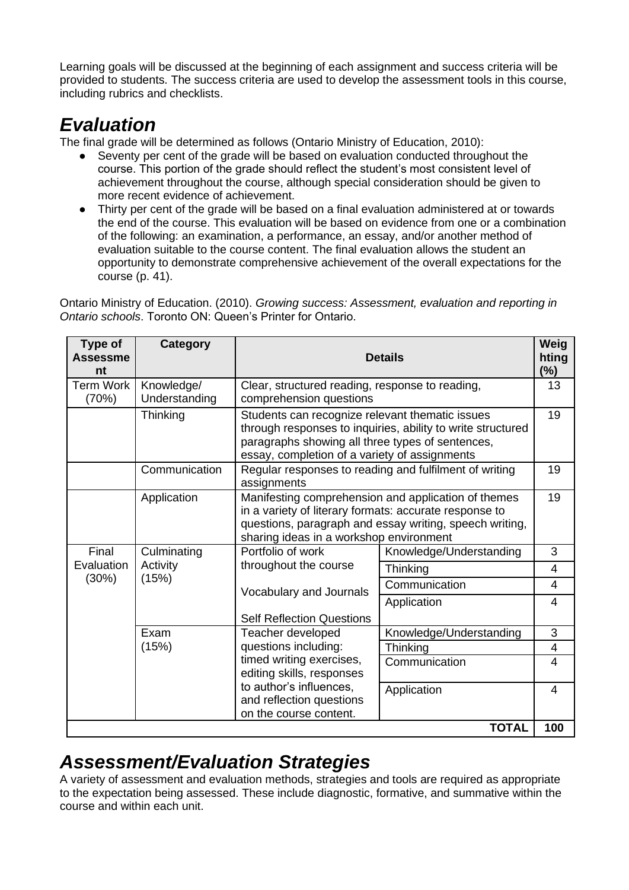Learning goals will be discussed at the beginning of each assignment and success criteria will be provided to students. The success criteria are used to develop the assessment tools in this course, including rubrics and checklists.

## *Evaluation*

The final grade will be determined as follows (Ontario Ministry of Education, 2010):

- Seventy per cent of the grade will be based on evaluation conducted throughout the course. This portion of the grade should reflect the student's most consistent level of achievement throughout the course, although special consideration should be given to more recent evidence of achievement.
- Thirty per cent of the grade will be based on a final evaluation administered at or towards the end of the course. This evaluation will be based on evidence from one or a combination of the following: an examination, a performance, an essay, and/or another method of evaluation suitable to the course content. The final evaluation allows the student an opportunity to demonstrate comprehensive achievement of the overall expectations for the course (p. 41).

Ontario Ministry of Education. (2010). *Growing success: Assessment, evaluation and reporting in Ontario schools*. Toronto ON: Queen's Printer for Ontario.

| Type of Assessment | Category | Details | | Weighting (%) |
|---|---|---|---|---|
| Term Work (70%) | Knowledge/ Understanding | Clear, structured reading, response to reading, comprehension questions | | 13 |
| | Thinking | Students can recognize relevant thematic issues through responses to inquiries, ability to write structured paragraphs showing all three types of sentences, essay, completion of a variety of assignments | | 19 |
| | Communication | Regular responses to reading and fulfilment of writing assignments | | 19 |
| | Application | Manifesting comprehension and application of themes in a variety of literary formats: accurate response to questions, paragraph and essay writing, speech writing, sharing ideas in a workshop environment | | 19 |
| Final Evaluation (30%) | Culminating Activity (15%) | Portfolio of work throughout the course<br><br>Vocabulary and Journals<br><br>Self Reflection Questions | Knowledge/Understanding | 3 |
| | | | Thinking | 4 |
| | | | Communication | 4 |
| | | | Application | 4 |
| | Exam (15%) | Teacher developed questions including: timed writing exercises, editing skills, responses to author's influences, and reflection questions on the course content. | Knowledge/Understanding | 3 |
| | | | Thinking | 4 |
| | | | Communication | 4 |
| | | | Application | 4 |
| | | | **TOTAL** | **100** |

## *Assessment/Evaluation Strategies*

A variety of assessment and evaluation methods, strategies and tools are required as appropriate to the expectation being assessed. These include diagnostic, formative, and summative within the course and within each unit.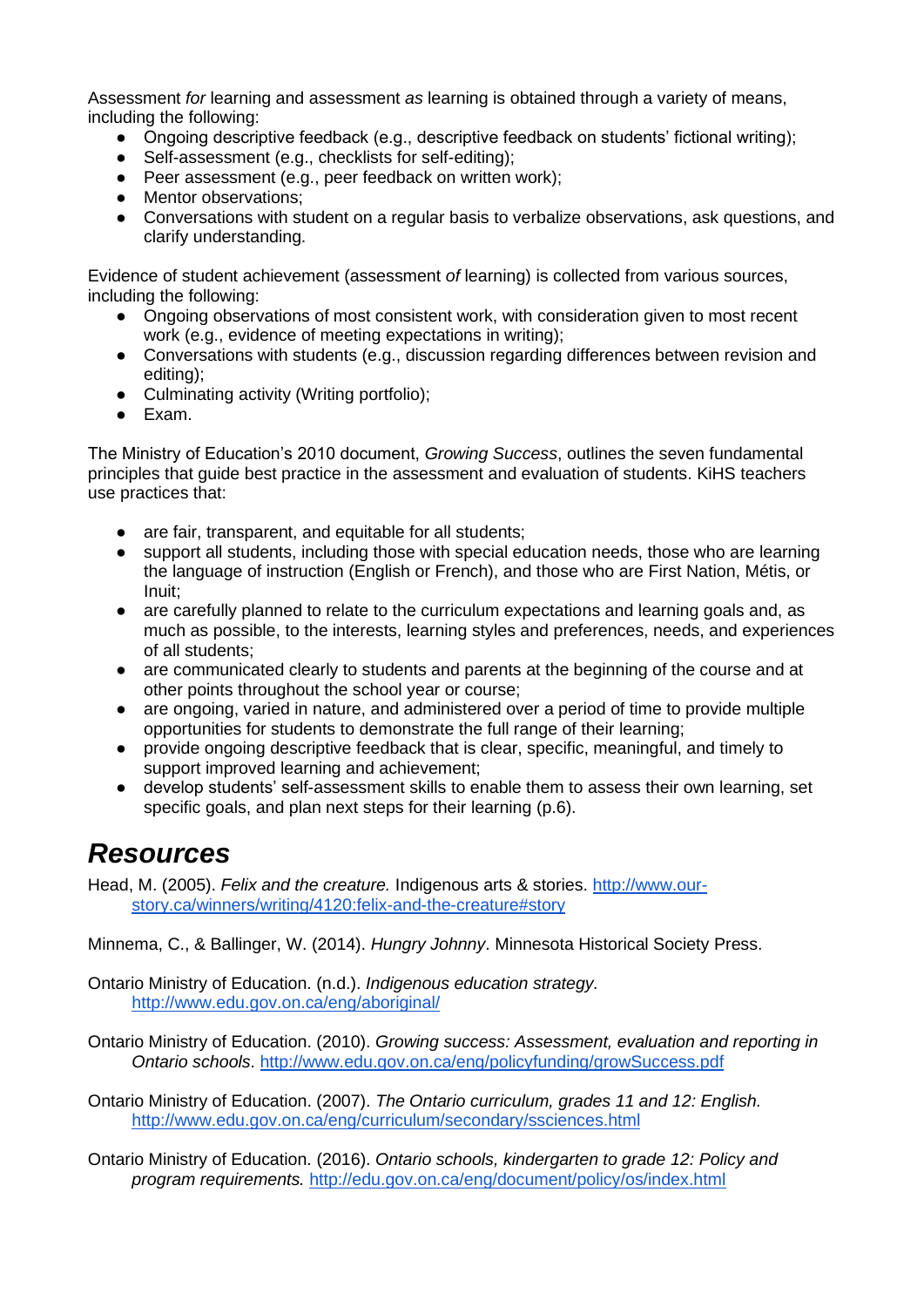Assessment *for* learning and assessment *as* learning is obtained through a variety of means, including the following:

- Ongoing descriptive feedback (e.g., descriptive feedback on students' fictional writing);
- Self-assessment (e.g., checklists for self-editing);
- Peer assessment (e.g., peer feedback on written work);
- Mentor observations;
- Conversations with student on a regular basis to verbalize observations, ask questions, and clarify understanding.

Evidence of student achievement (assessment *of* learning) is collected from various sources, including the following:

- Ongoing observations of most consistent work, with consideration given to most recent work (e.g., evidence of meeting expectations in writing);
- Conversations with students (e.g., discussion regarding differences between revision and editing);
- Culminating activity (Writing portfolio);
- Exam.

The Ministry of Education's 2010 document, *Growing Success*, outlines the seven fundamental principles that guide best practice in the assessment and evaluation of students. KiHS teachers use practices that:

- are fair, transparent, and equitable for all students;
- support all students, including those with special education needs, those who are learning the language of instruction (English or French), and those who are First Nation, Métis, or Inuit;
- are carefully planned to relate to the curriculum expectations and learning goals and, as much as possible, to the interests, learning styles and preferences, needs, and experiences of all students;
- are communicated clearly to students and parents at the beginning of the course and at other points throughout the school year or course;
- are ongoing, varied in nature, and administered over a period of time to provide multiple opportunities for students to demonstrate the full range of their learning;
- provide ongoing descriptive feedback that is clear, specific, meaningful, and timely to support improved learning and achievement;
- develop students' self-assessment skills to enable them to assess their own learning, set specific goals, and plan next steps for their learning (p.6).

## ***Resources***

Head, M. (2005). *Felix and the creature.* Indigenous arts & stories. http://www.our-story.ca/winners/writing/4120:felix-and-the-creature#story

Minnema, C., & Ballinger, W. (2014). *Hungry Johnny*. Minnesota Historical Society Press.

Ontario Ministry of Education. (n.d.). *Indigenous education strategy.* http://www.edu.gov.on.ca/eng/aboriginal/

Ontario Ministry of Education. (2010). *Growing success: Assessment, evaluation and reporting in Ontario schools*. http://www.edu.gov.on.ca/eng/policyfunding/growSuccess.pdf

Ontario Ministry of Education. (2007). *The Ontario curriculum, grades 11 and 12: English.* http://www.edu.gov.on.ca/eng/curriculum/secondary/ssciences.html

Ontario Ministry of Education. (2016). *Ontario schools, kindergarten to grade 12: Policy and program requirements.* http://edu.gov.on.ca/eng/document/policy/os/index.html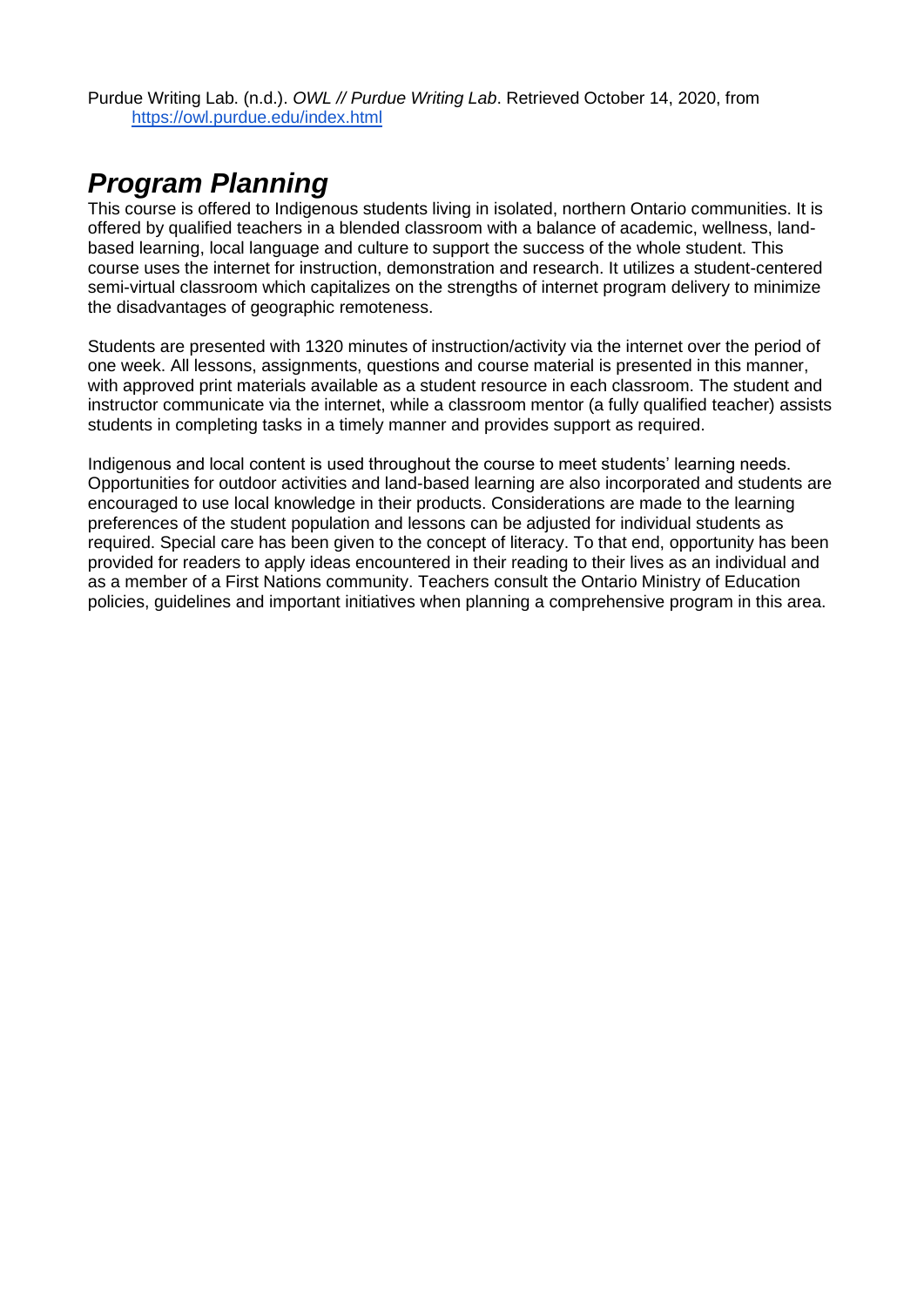Purdue Writing Lab. (n.d.). *OWL // Purdue Writing Lab*. Retrieved October 14, 2020, from https://owl.purdue.edu/index.html

## ***Program Planning***

This course is offered to Indigenous students living in isolated, northern Ontario communities. It is offered by qualified teachers in a blended classroom with a balance of academic, wellness, land-based learning, local language and culture to support the success of the whole student. This course uses the internet for instruction, demonstration and research. It utilizes a student-centered semi-virtual classroom which capitalizes on the strengths of internet program delivery to minimize the disadvantages of geographic remoteness.

Students are presented with 1320 minutes of instruction/activity via the internet over the period of one week. All lessons, assignments, questions and course material is presented in this manner, with approved print materials available as a student resource in each classroom. The student and instructor communicate via the internet, while a classroom mentor (a fully qualified teacher) assists students in completing tasks in a timely manner and provides support as required.

Indigenous and local content is used throughout the course to meet students' learning needs. Opportunities for outdoor activities and land-based learning are also incorporated and students are encouraged to use local knowledge in their products. Considerations are made to the learning preferences of the student population and lessons can be adjusted for individual students as required. Special care has been given to the concept of literacy. To that end, opportunity has been provided for readers to apply ideas encountered in their reading to their lives as an individual and as a member of a First Nations community. Teachers consult the Ontario Ministry of Education policies, guidelines and important initiatives when planning a comprehensive program in this area.